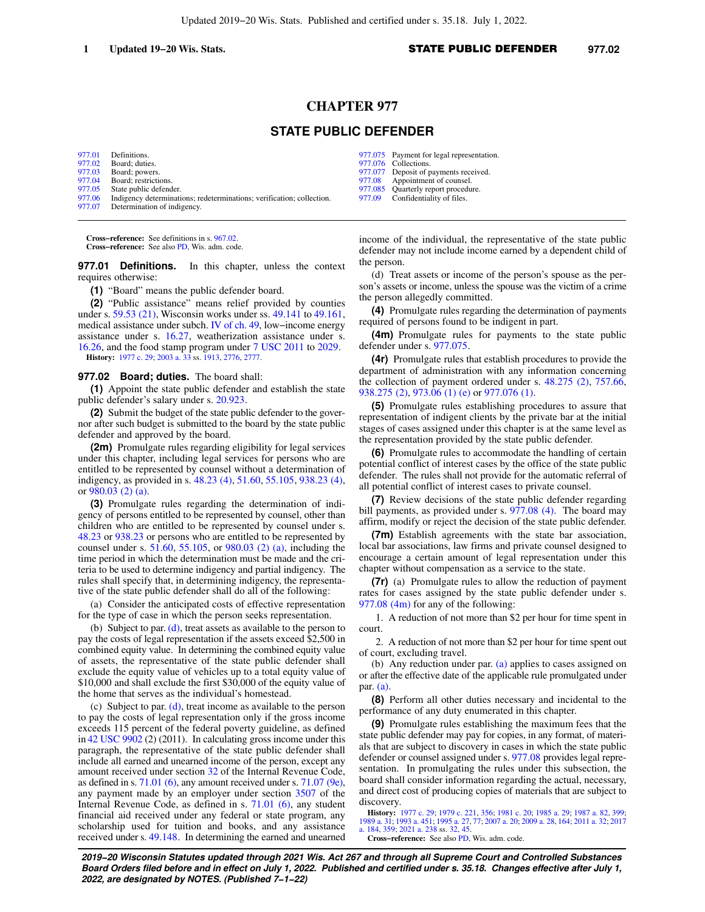# CHAPTER 977

## STATE PUBLIC DEFENDER

| | | | |
|---|---|---|---|
| 977.01 | Definitions. | 977.075 | Payment for legal representation. |
| 977.02 | Board; duties. | 977.076 | Collections. |
| 977.03 | Board; powers. | 977.077 | Deposit of payments received. |
| 977.04 | Board; restrictions. | 977.08 | Appointment of counsel. |
| 977.05 | State public defender. | 977.085 | Quarterly report procedure. |
| 977.06 | Indigency determinations; redeterminations; verification; collection. | 977.09 | Confidentiality of files. |
| 977.07 | Determination of indigency. | | |

**Cross−reference:** See definitions in s. 967.02.
**Cross−reference:** See also PD, Wis. adm. code.

**977.01 Definitions.** In this chapter, unless the context requires otherwise:

**(1)** "Board" means the public defender board.

**(2)** "Public assistance" means relief provided by counties under s. 59.53 (21), Wisconsin works under ss. 49.141 to 49.161, medical assistance under subch. IV of ch. 49, low−income energy assistance under s. 16.27, weatherization assistance under s. 16.26, and the food stamp program under 7 USC 2011 to 2029.

**History:** 1977 c. 29; 2003 a. 33 ss. 1913, 2776, 2777.

**977.02 Board; duties.** The board shall:

**(1)** Appoint the state public defender and establish the state public defender's salary under s. 20.923.

**(2)** Submit the budget of the state public defender to the governor after such budget is submitted to the board by the state public defender and approved by the board.

**(2m)** Promulgate rules regarding eligibility for legal services under this chapter, including legal services for persons who are entitled to be represented by counsel without a determination of indigency, as provided in s. 48.23 (4), 51.60, 55.105, 938.23 (4), or 980.03 (2) (a).

**(3)** Promulgate rules regarding the determination of indigency of persons entitled to be represented by counsel, other than children who are entitled to be represented by counsel under s. 48.23 or 938.23 or persons who are entitled to be represented by counsel under s. 51.60, 55.105, or 980.03 (2) (a), including the time period in which the determination must be made and the criteria to be used to determine indigency and partial indigency. The rules shall specify that, in determining indigency, the representative of the state public defender shall do all of the following:

(a) Consider the anticipated costs of effective representation for the type of case in which the person seeks representation.

(b) Subject to par. (d), treat assets as available to the person to pay the costs of legal representation if the assets exceed $2,500 in combined equity value. In determining the combined equity value of assets, the representative of the state public defender shall exclude the equity value of vehicles up to a total equity value of $10,000 and shall exclude the first $30,000 of the equity value of the home that serves as the individual's homestead.

(c) Subject to par. (d), treat income as available to the person to pay the costs of legal representation only if the gross income exceeds 115 percent of the federal poverty guideline, as defined in 42 USC 9902 (2) (2011). In calculating gross income under this paragraph, the representative of the state public defender shall include all earned and unearned income of the person, except any amount received under section 32 of the Internal Revenue Code, as defined in s. 71.01 (6), any amount received under s. 71.07 (9e), any payment made by an employer under section 3507 of the Internal Revenue Code, as defined in s. 71.01 (6), any student financial aid received under any federal or state program, any scholarship used for tuition and books, and any assistance received under s. 49.148. In determining the earned and unearned income of the individual, the representative of the state public defender may not include income earned by a dependent child of the person.

(d) Treat assets or income of the person's spouse as the person's assets or income, unless the spouse was the victim of a crime the person allegedly committed.

**(4)** Promulgate rules regarding the determination of payments required of persons found to be indigent in part.

**(4m)** Promulgate rules for payments to the state public defender under s. 977.075.

**(4r)** Promulgate rules that establish procedures to provide the department of administration with any information concerning the collection of payment ordered under s. 48.275 (2), 757.66, 938.275 (2), 973.06 (1) (e) or 977.076 (1).

**(5)** Promulgate rules establishing procedures to assure that representation of indigent clients by the private bar at the initial stages of cases assigned under this chapter is at the same level as the representation provided by the state public defender.

**(6)** Promulgate rules to accommodate the handling of certain potential conflict of interest cases by the office of the state public defender. The rules shall not provide for the automatic referral of all potential conflict of interest cases to private counsel.

**(7)** Review decisions of the state public defender regarding bill payments, as provided under s. 977.08 (4). The board may affirm, modify or reject the decision of the state public defender.

**(7m)** Establish agreements with the state bar association, local bar associations, law firms and private counsel designed to encourage a certain amount of legal representation under this chapter without compensation as a service to the state.

**(7r)** (a) Promulgate rules to allow the reduction of payment rates for cases assigned by the state public defender under s. 977.08 (4m) for any of the following:

1. A reduction of not more than $2 per hour for time spent in court.

2. A reduction of not more than $2 per hour for time spent out of court, excluding travel.

(b) Any reduction under par. (a) applies to cases assigned on or after the effective date of the applicable rule promulgated under par. (a).

**(8)** Perform all other duties necessary and incidental to the performance of any duty enumerated in this chapter.

**(9)** Promulgate rules establishing the maximum fees that the state public defender may pay for copies, in any format, of materials that are subject to discovery in cases in which the state public defender or counsel assigned under s. 977.08 provides legal representation. In promulgating the rules under this subsection, the board shall consider information regarding the actual, necessary, and direct cost of producing copies of materials that are subject to discovery.

**History:** 1977 c. 29; 1979 c. 221, 356; 1981 c. 20; 1985 a. 29; 1987 a. 82, 399; 1989 a. 31; 1993 a. 451; 1995 a. 27, 77; 2007 a. 20; 2009 a. 28, 164; 2011 a. 32; 2017 a. 184, 359; 2021 a. 238 ss. 32, 45.

**Cross−reference:** See also PD, Wis. adm. code.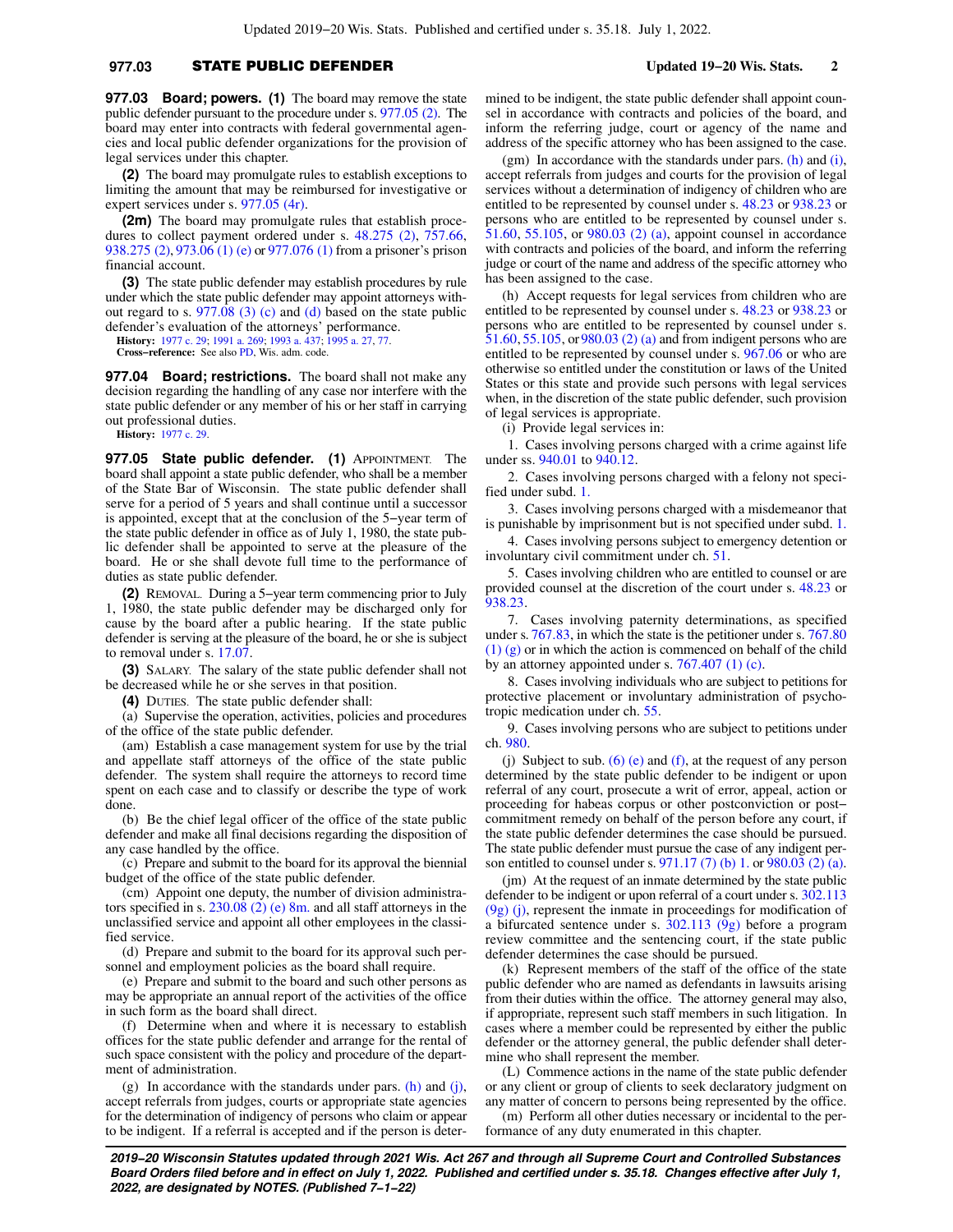**977.03 Board; powers.** **(1)** The board may remove the state public defender pursuant to the procedure under s. 977.05 (2). The board may enter into contracts with federal governmental agencies and local public defender organizations for the provision of legal services under this chapter.

**(2)** The board may promulgate rules to establish exceptions to limiting the amount that may be reimbursed for investigative or expert services under s. 977.05 (4r).

**(2m)** The board may promulgate rules that establish procedures to collect payment ordered under s. 48.275 (2), 757.66, 938.275 (2), 973.06 (1) (e) or 977.076 (1) from a prisoner's prison financial account.

**(3)** The state public defender may establish procedures by rule under which the state public defender may appoint attorneys without regard to s. 977.08 (3) (c) and (d) based on the state public defender's evaluation of the attorneys' performance.

**History:** 1977 c. 29; 1991 a. 269; 1993 a. 437; 1995 a. 27, 77.

**Cross-reference:** See also PD, Wis. adm. code.

**977.04 Board; restrictions.** The board shall not make any decision regarding the handling of any case nor interfere with the state public defender or any member of his or her staff in carrying out professional duties.

**History:** 1977 c. 29.

**977.05 State public defender.** **(1)** APPOINTMENT. The board shall appoint a state public defender, who shall be a member of the State Bar of Wisconsin. The state public defender shall serve for a period of 5 years and shall continue until a successor is appointed, except that at the conclusion of the 5-year term of the state public defender in office as of July 1, 1980, the state public defender shall be appointed to serve at the pleasure of the board. He or she shall devote full time to the performance of duties as state public defender.

**(2)** REMOVAL. During a 5-year term commencing prior to July 1, 1980, the state public defender may be discharged only for cause by the board after a public hearing. If the state public defender is serving at the pleasure of the board, he or she is subject to removal under s. 17.07.

**(3)** SALARY. The salary of the state public defender shall not be decreased while he or she serves in that position.

**(4)** DUTIES. The state public defender shall:

(a) Supervise the operation, activities, policies and procedures of the office of the state public defender.

(am) Establish a case management system for use by the trial and appellate staff attorneys of the office of the state public defender. The system shall require the attorneys to record time spent on each case and to classify or describe the type of work done.

(b) Be the chief legal officer of the office of the state public defender and make all final decisions regarding the disposition of any case handled by the office.

(c) Prepare and submit to the board for its approval the biennial budget of the office of the state public defender.

(cm) Appoint one deputy, the number of division administrators specified in s. 230.08 (2) (e) 8m. and all staff attorneys in the unclassified service and appoint all other employees in the classified service.

(d) Prepare and submit to the board for its approval such personnel and employment policies as the board shall require.

(e) Prepare and submit to the board and such other persons as may be appropriate an annual report of the activities of the office in such form as the board shall direct.

(f) Determine when and where it is necessary to establish offices for the state public defender and arrange for the rental of such space consistent with the policy and procedure of the department of administration.

(g) In accordance with the standards under pars. (h) and (j), accept referrals from judges, courts or appropriate state agencies for the determination of indigency of persons who claim or appear to be indigent. If a referral is accepted and if the person is determined to be indigent, the state public defender shall appoint counsel in accordance with contracts and policies of the board, and inform the referring judge, court or agency of the name and address of the specific attorney who has been assigned to the case.

(gm) In accordance with the standards under pars. (h) and (i), accept referrals from judges and courts for the provision of legal services without a determination of indigency of children who are entitled to be represented by counsel under s. 48.23 or 938.23 or persons who are entitled to be represented by counsel under s. 51.60, 55.105, or 980.03 (2) (a), appoint counsel in accordance with contracts and policies of the board, and inform the referring judge or court of the name and address of the specific attorney who has been assigned to the case.

(h) Accept requests for legal services from children who are entitled to be represented by counsel under s. 48.23 or 938.23 or persons who are entitled to be represented by counsel under s. 51.60, 55.105, or 980.03 (2) (a) and from indigent persons who are entitled to be represented by counsel under s. 967.06 or who are otherwise so entitled under the constitution or laws of the United States or this state and provide such persons with legal services when, in the discretion of the state public defender, such provision of legal services is appropriate.

(i) Provide legal services in:

1. Cases involving persons charged with a crime against life under ss. 940.01 to 940.12.

2. Cases involving persons charged with a felony not specified under subd. 1.

3. Cases involving persons charged with a misdemeanor that is punishable by imprisonment but is not specified under subd. 1.

4. Cases involving persons subject to emergency detention or involuntary civil commitment under ch. 51.

5. Cases involving children who are entitled to counsel or are provided counsel at the discretion of the court under s. 48.23 or 938.23.

7. Cases involving paternity determinations, as specified under s. 767.83, in which the state is the petitioner under s. 767.80 (1) (g) or in which the action is commenced on behalf of the child by an attorney appointed under s. 767.407 (1) (c).

8. Cases involving individuals who are subject to petitions for protective placement or involuntary administration of psychotropic medication under ch. 55.

9. Cases involving persons who are subject to petitions under ch. 980.

(j) Subject to sub. (6) (e) and (f), at the request of any person determined by the state public defender to be indigent or upon referral of any court, prosecute a writ of error, appeal, action or proceeding for habeas corpus or other postconviction or post-commitment remedy on behalf of the person before any court, if the state public defender determines the case should be pursued. The state public defender must pursue the case of any indigent person entitled to counsel under s. 971.17 (7) (b) 1. or 980.03 (2) (a).

(jm) At the request of an inmate determined by the state public defender to be indigent or upon referral of a court under s. 302.113 (9g) (j), represent the inmate in proceedings for modification of a bifurcated sentence under s. 302.113 (9g) before a program review committee and the sentencing court, if the state public defender determines the case should be pursued.

(k) Represent members of the staff of the office of the state public defender who are named as defendants in lawsuits arising from their duties within the office. The attorney general may also, if appropriate, represent such staff members in such litigation. In cases where a member could be represented by either the public defender or the attorney general, the public defender shall determine who shall represent the member.

(L) Commence actions in the name of the state public defender or any client or group of clients to seek declaratory judgment on any matter of concern to persons being represented by the office.

(m) Perform all other duties necessary or incidental to the performance of any duty enumerated in this chapter.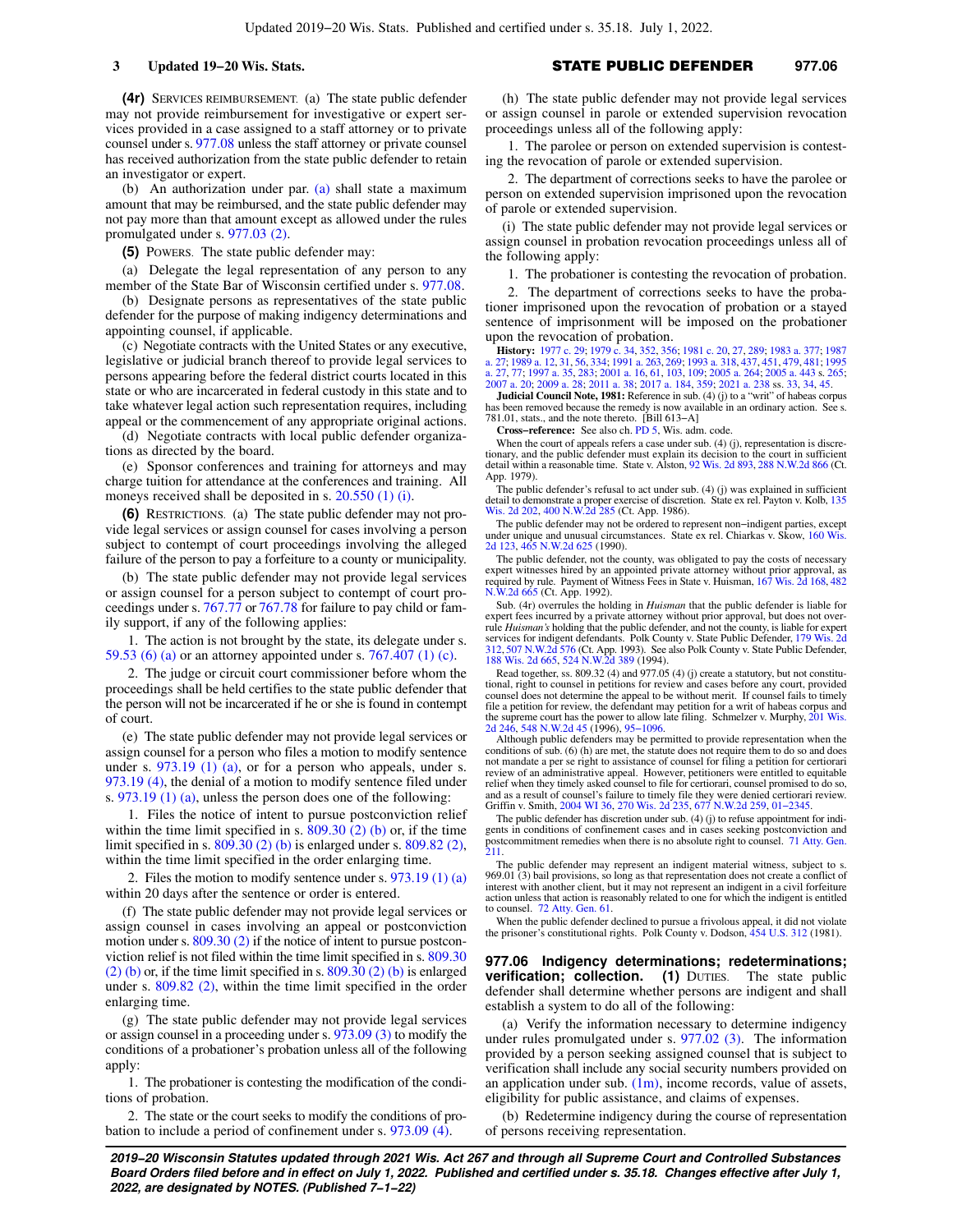**(4r)** SERVICES REIMBURSEMENT. (a) The state public defender may not provide reimbursement for investigative or expert services provided in a case assigned to a staff attorney or to private counsel under s. 977.08 unless the staff attorney or private counsel has received authorization from the state public defender to retain an investigator or expert.

(b) An authorization under par. (a) shall state a maximum amount that may be reimbursed, and the state public defender may not pay more than that amount except as allowed under the rules promulgated under s. 977.03 (2).

**(5)** POWERS. The state public defender may:

(a) Delegate the legal representation of any person to any member of the State Bar of Wisconsin certified under s. 977.08.

(b) Designate persons as representatives of the state public defender for the purpose of making indigency determinations and appointing counsel, if applicable.

(c) Negotiate contracts with the United States or any executive, legislative or judicial branch thereof to provide legal services to persons appearing before the federal district courts located in this state or who are incarcerated in federal custody in this state and to take whatever legal action such representation requires, including appeal or the commencement of any appropriate original actions.

(d) Negotiate contracts with local public defender organizations as directed by the board.

(e) Sponsor conferences and training for attorneys and may charge tuition for attendance at the conferences and training. All moneys received shall be deposited in s. 20.550 (1) (i).

**(6)** RESTRICTIONS. (a) The state public defender may not provide legal services or assign counsel for cases involving a person subject to contempt of court proceedings involving the alleged failure of the person to pay a forfeiture to a county or municipality.

(b) The state public defender may not provide legal services or assign counsel for a person subject to contempt of court proceedings under s. 767.77 or 767.78 for failure to pay child or family support, if any of the following applies:

1. The action is not brought by the state, its delegate under s. 59.53 (6) (a) or an attorney appointed under s. 767.407 (1) (c).

2. The judge or circuit court commissioner before whom the proceedings shall be held certifies to the state public defender that the person will not be incarcerated if he or she is found in contempt of court.

(e) The state public defender may not provide legal services or assign counsel for a person who files a motion to modify sentence under s. 973.19 (1) (a), or for a person who appeals, under s. 973.19 (4), the denial of a motion to modify sentence filed under s. 973.19 (1) (a), unless the person does one of the following:

1. Files the notice of intent to pursue postconviction relief within the time limit specified in s. 809.30 (2) (b) or, if the time limit specified in s. 809.30 (2) (b) is enlarged under s. 809.82 (2), within the time limit specified in the order enlarging time.

2. Files the motion to modify sentence under s. 973.19 (1) (a) within 20 days after the sentence or order is entered.

(f) The state public defender may not provide legal services or assign counsel in cases involving an appeal or postconviction motion under s. 809.30 (2) if the notice of intent to pursue postconviction relief is not filed within the time limit specified in s. 809.30 (2) (b) or, if the time limit specified in s. 809.30 (2) (b) is enlarged under s. 809.82 (2), within the time limit specified in the order enlarging time.

(g) The state public defender may not provide legal services or assign counsel in a proceeding under s. 973.09 (3) to modify the conditions of a probationer's probation unless all of the following apply:

1. The probationer is contesting the modification of the conditions of probation.

2. The state or the court seeks to modify the conditions of probation to include a period of confinement under s. 973.09 (4).

(h) The state public defender may not provide legal services or assign counsel in parole or extended supervision revocation proceedings unless all of the following apply:

1. The parolee or person on extended supervision is contesting the revocation of parole or extended supervision.

2. The department of corrections seeks to have the parolee or person on extended supervision imprisoned upon the revocation of parole or extended supervision.

(i) The state public defender may not provide legal services or assign counsel in probation revocation proceedings unless all of the following apply:

1. The probationer is contesting the revocation of probation.

2. The department of corrections seeks to have the probationer imprisoned upon the revocation of probation or a stayed sentence of imprisonment will be imposed on the probationer upon the revocation of probation.

**History:** 1977 c. 29; 1979 c. 34, 352, 356; 1981 c. 20, 27, 289; 1983 a. 377; 1987 a. 27; 1989 a. 12, 31, 56, 334; 1991 a. 263, 269; 1993 a. 318, 437, 451, 479, 481; 1995 a. 27, 77; 1997 a. 35, 283; 2001 a. 16, 61, 103, 109; 2005 a. 264; 2005 a. 443 s. 265; 2007 a. 20; 2009 a. 28; 2011 a. 38; 2017 a. 184, 359; 2021 a. 238 ss. 33, 34, 45.

**Judicial Council Note, 1981:** Reference in sub. (4) (j) to a "writ" of habeas corpus has been removed because the remedy is now available in an ordinary action. See s. 781.01, stats., and the note thereto. [Bill 613−A]

**Cross−reference:** See also ch. PD 5, Wis. adm. code.

When the court of appeals refers a case under sub. (4) (j), representation is discretionary, and the public defender must explain its decision to the court in sufficient detail within a reasonable time. State v. Alston, 92 Wis. 2d 893, 288 N.W.2d 866 (Ct. App. 1979).

The public defender's refusal to act under sub. (4) (j) was explained in sufficient detail to demonstrate a proper exercise of discretion. State ex rel. Payton v. Kolb, 135 Wis. 2d 202, 400 N.W.2d 285 (Ct. App. 1986).

The public defender may not be ordered to represent non−indigent parties, except under unique and unusual circumstances. State ex rel. Chiarkas v. Skow, 160 Wis. 2d 123, 465 N.W.2d 625 (1990).

The public defender, not the county, was obligated to pay the costs of necessary expert witnesses hired by an appointed private attorney without prior approval, as required by rule. Payment of Witness Fees in State v. Huisman, 167 Wis. 2d 168, 482 N.W.2d 665 (Ct. App. 1992).

Sub. (4r) overrules the holding in *Huisman* that the public defender is liable for expert fees incurred by a private attorney without prior approval, but does not overrule *Huisman's* holding that the public defender, and not the county, is liable for expert services for indigent defendants. Polk County v. State Public Defender, 179 Wis. 2d 312, 507 N.W.2d 576 (Ct. App. 1993). See also Polk County v. State Public Defender, 188 Wis. 2d 665, 524 N.W.2d 389 (1994).

Read together, ss. 809.32 (4) and 977.05 (4) (j) create a statutory, but not constitutional, right to counsel in petitions for review and cases before any court, provided counsel does not determine the appeal to be without merit. If counsel fails to timely file a petition for review, the defendant may petition for a writ of habeas corpus and the supreme court has the power to allow late filing. Schmelzer v. Murphy, 201 Wis. 2d 246, 548 N.W.2d 45 (1996), 95−1096.

Although public defenders may be permitted to provide representation when the conditions of sub. (6) (h) are met, the statute does not require them to do so and does not mandate a per se right to assistance of counsel for filing a petition for certiorari review of an administrative appeal. However, petitioners were entitled to equitable relief when they timely asked counsel to file for certiorari, counsel promised to do so, and as a result of counsel's failure to timely file they were denied certiorari review. Griffin v. Smith, 2004 WI 36, 270 Wis. 2d 235, 677 N.W.2d 259, 01−2345.

The public defender has discretion under sub. (4) (j) to refuse appointment for indigents in conditions of confinement cases and in cases seeking postconviction and postcommitment remedies when there is no absolute right to counsel. 71 Atty. Gen. 211.

The public defender may represent an indigent material witness, subject to s. 969.01 (3) bail provisions, so long as that representation does not create a conflict of interest with another client, but it may not represent an indigent in a civil forfeiture action unless that action is reasonably related to one for which the indigent is entitled to counsel. 72 Atty. Gen. 61.

When the public defender declined to pursue a frivolous appeal, it did not violate the prisoner's constitutional rights. Polk County v. Dodson, 454 U.S. 312 (1981).

## 977.06 Indigency determinations; redeterminations; verification; collection.

**(1)** DUTIES. The state public defender shall determine whether persons are indigent and shall establish a system to do all of the following:

(a) Verify the information necessary to determine indigency under rules promulgated under s. 977.02 (3). The information provided by a person seeking assigned counsel that is subject to verification shall include any social security numbers provided on an application under sub. (1m), income records, value of assets, eligibility for public assistance, and claims of expenses.

(b) Redetermine indigency during the course of representation of persons receiving representation.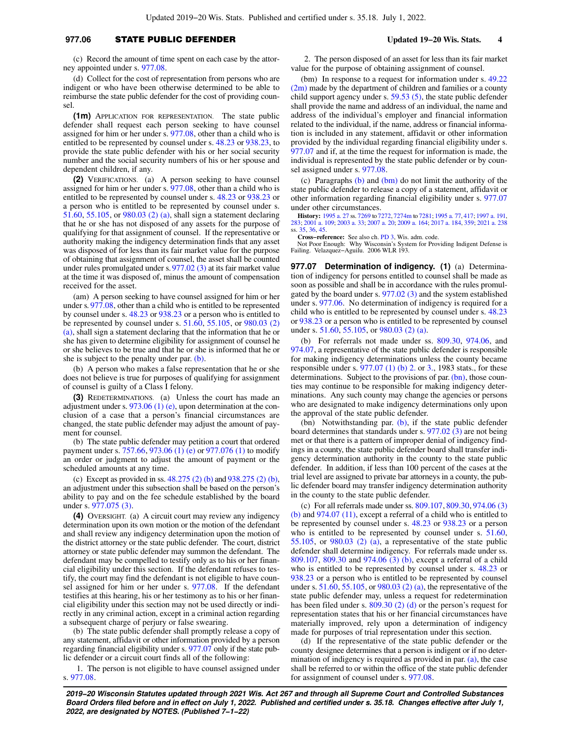(c) Record the amount of time spent on each case by the attorney appointed under s. 977.08.

(d) Collect for the cost of representation from persons who are indigent or who have been otherwise determined to be able to reimburse the state public defender for the cost of providing counsel.

**(1m)** APPLICATION FOR REPRESENTATION. The state public defender shall request each person seeking to have counsel assigned for him or her under s. 977.08, other than a child who is entitled to be represented by counsel under s. 48.23 or 938.23, to provide the state public defender with his or her social security number and the social security numbers of his or her spouse and dependent children, if any.

**(2)** VERIFICATIONS. (a) A person seeking to have counsel assigned for him or her under s. 977.08, other than a child who is entitled to be represented by counsel under s. 48.23 or 938.23 or a person who is entitled to be represented by counsel under s. 51.60, 55.105, or 980.03 (2) (a), shall sign a statement declaring that he or she has not disposed of any assets for the purpose of qualifying for that assignment of counsel. If the representative or authority making the indigency determination finds that any asset was disposed of for less than its fair market value for the purpose of obtaining that assignment of counsel, the asset shall be counted under rules promulgated under s. 977.02 (3) at its fair market value at the time it was disposed of, minus the amount of compensation received for the asset.

(am) A person seeking to have counsel assigned for him or her under s. 977.08, other than a child who is entitled to be represented by counsel under s. 48.23 or 938.23 or a person who is entitled to be represented by counsel under s. 51.60, 55.105, or 980.03 (2) (a), shall sign a statement declaring that the information that he or she has given to determine eligibility for assignment of counsel he or she believes to be true and that he or she is informed that he or she is subject to the penalty under par. (b).

(b) A person who makes a false representation that he or she does not believe is true for purposes of qualifying for assignment of counsel is guilty of a Class I felony.

**(3)** REDETERMINATIONS. (a) Unless the court has made an adjustment under s. 973.06 (1) (e), upon determination at the conclusion of a case that a person's financial circumstances are changed, the state public defender may adjust the amount of payment for counsel.

(b) The state public defender may petition a court that ordered payment under s. 757.66, 973.06 (1) (e) or 977.076 (1) to modify an order or judgment to adjust the amount of payment or the scheduled amounts at any time.

(c) Except as provided in ss. 48.275 (2) (b) and 938.275 (2) (b), an adjustment under this subsection shall be based on the person's ability to pay and on the fee schedule established by the board under s. 977.075 (3).

**(4)** OVERSIGHT. (a) A circuit court may review any indigency determination upon its own motion or the motion of the defendant and shall review any indigency determination upon the motion of the district attorney or the state public defender. The court, district attorney or state public defender may summon the defendant. The defendant may be compelled to testify only as to his or her financial eligibility under this section. If the defendant refuses to testify, the court may find the defendant is not eligible to have counsel assigned for him or her under s. 977.08. If the defendant testifies at this hearing, his or her testimony as to his or her financial eligibility under this section may not be used directly or indirectly in any criminal action, except in a criminal action regarding a subsequent charge of perjury or false swearing.

(b) The state public defender shall promptly release a copy of any statement, affidavit or other information provided by a person regarding financial eligibility under s. 977.07 only if the state public defender or a circuit court finds all of the following:

1. The person is not eligible to have counsel assigned under s. 977.08.

2. The person disposed of an asset for less than its fair market value for the purpose of obtaining assignment of counsel.

(bm) In response to a request for information under s. 49.22 (2m) made by the department of children and families or a county child support agency under s. 59.53 (5), the state public defender shall provide the name and address of an individual, the name and address of the individual's employer and financial information related to the individual, if the name, address or financial information is included in any statement, affidavit or other information provided by the individual regarding financial eligibility under s. 977.07 and if, at the time the request for information is made, the individual is represented by the state public defender or by counsel assigned under s. 977.08.

(c) Paragraphs (b) and (bm) do not limit the authority of the state public defender to release a copy of a statement, affidavit or other information regarding financial eligibility under s. 977.07 under other circumstances.

**History:** 1995 a. 27 ss. 7269 to 7272, 7274m to 7281; 1995 a. 77, 417; 1997 a. 191, 283; 2001 a. 109; 2003 a. 33; 2007 a. 20; 2009 a. 164; 2017 a. 184, 359; 2021 a. 238 ss. 35, 36, 45.

**Cross-reference:** See also ch. PD 3, Wis. adm. code.

Not Poor Enough: Why Wisconsin's System for Providing Indigent Defense is Failing. Velazquez-Aguilu. 2006 WLR 193.

**977.07 Determination of indigency.** **(1)** (a) Determination of indigency for persons entitled to counsel shall be made as soon as possible and shall be in accordance with the rules promulgated by the board under s. 977.02 (3) and the system established under s. 977.06. No determination of indigency is required for a child who is entitled to be represented by counsel under s. 48.23 or 938.23 or a person who is entitled to be represented by counsel under s. 51.60, 55.105, or 980.03 (2) (a).

(b) For referrals not made under ss. 809.30, 974.06, and 974.07, a representative of the state public defender is responsible for making indigency determinations unless the county became responsible under s. 977.07 (1) (b) 2. or 3., 1983 stats., for these determinations. Subject to the provisions of par. (bn), those counties may continue to be responsible for making indigency determinations. Any such county may change the agencies or persons who are designated to make indigency determinations only upon the approval of the state public defender.

(bn) Notwithstanding par. (b), if the state public defender board determines that standards under s. 977.02 (3) are not being met or that there is a pattern of improper denial of indigency findings in a county, the state public defender board shall transfer indigency determination authority in the county to the state public defender. In addition, if less than 100 percent of the cases at the trial level are assigned to private bar attorneys in a county, the public defender board may transfer indigency determination authority in the county to the state public defender.

(c) For all referrals made under ss. 809.107, 809.30, 974.06 (3) (b) and 974.07 (11), except a referral of a child who is entitled to be represented by counsel under s. 48.23 or 938.23 or a person who is entitled to be represented by counsel under s. 51.60, 55.105, or 980.03 (2) (a), a representative of the state public defender shall determine indigency. For referrals made under ss. 809.107, 809.30 and 974.06 (3) (b), except a referral of a child who is entitled to be represented by counsel under s. 48.23 or 938.23 or a person who is entitled to be represented by counsel under s. 51.60, 55.105, or 980.03 (2) (a), the representative of the state public defender may, unless a request for redetermination has been filed under s. 809.30 (2) (d) or the person's request for representation states that his or her financial circumstances have materially improved, rely upon a determination of indigency made for purposes of trial representation under this section.

(d) If the representative of the state public defender or the county designee determines that a person is indigent or if no determination of indigency is required as provided in par. (a), the case shall be referred to or within the office of the state public defender for assignment of counsel under s. 977.08.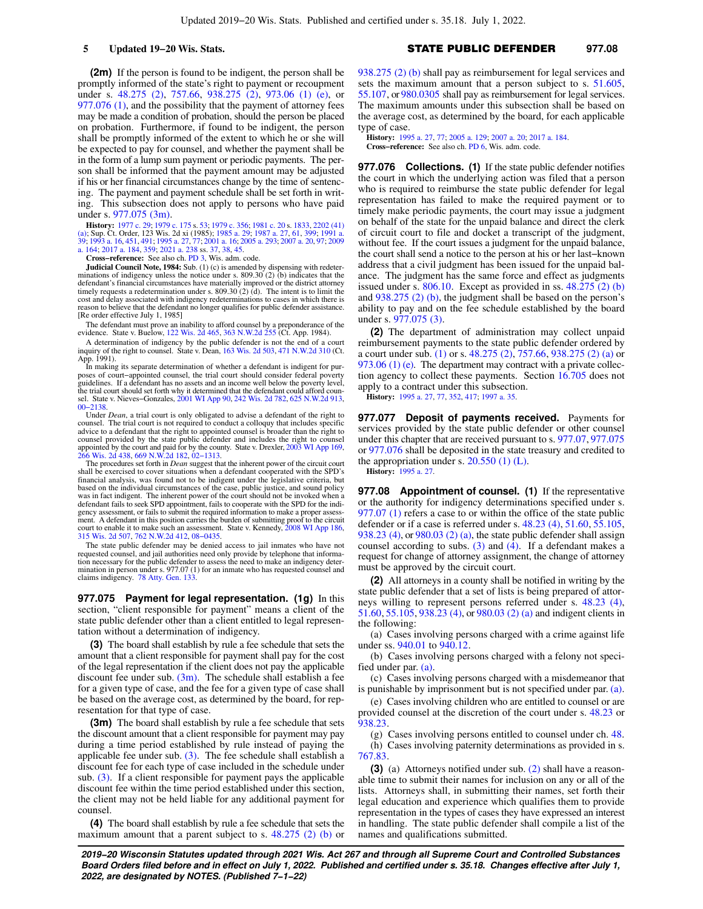**(2m)** If the person is found to be indigent, the person shall be promptly informed of the state's right to payment or recoupment under s. 48.275 (2), 757.66, 938.275 (2), 973.06 (1) (e), or 977.076 (1), and the possibility that the payment of attorney fees may be made a condition of probation, should the person be placed on probation. Furthermore, if found to be indigent, the person shall be promptly informed of the extent to which he or she will be expected to pay for counsel, and whether the payment shall be in the form of a lump sum payment or periodic payments. The person shall be informed that the payment amount may be adjusted if his or her financial circumstances change by the time of sentencing. The payment and payment schedule shall be set forth in writing. This subsection does not apply to persons who have paid under s. 977.075 (3m).

**History:** 1977 c. 29; 1979 c. 175 s. 53; 1979 c. 356; 1981 c. 20 s. 1833, 2202 (41) (a); Sup. Ct. Order, 123 Wis. 2d xi (1985); 1985 a. 29; 1987 a. 27, 61, 399; 1991 a. 39; 1993 a. 16, 451, 491; 1995 a. 27, 77; 2001 a. 16; 2005 a. 293; 2007 a. 20, 97; 2009 a. 164; 2017 a. 184, 359; 2021 a. 238 ss. 37, 38, 45.

**Cross-reference:** See also ch. PD 3, Wis. adm. code.

**Judicial Council Note, 1984:** Sub. (1) (c) is amended by dispensing with redeterminations of indigency unless the notice under s. 809.30 (2) (b) indicates that the defendant's financial circumstances have materially improved or the district attorney timely requests a redetermination under s. 809.30 (2) (d). The intent is to limit the cost and delay associated with indigency redeterminations to cases in which there is reason to believe that the defendant no longer qualifies for public defender assistance. [Re order effective July 1, 1985]

The defendant must prove an inability to afford counsel by a preponderance of the evidence. State v. Buelow, 122 Wis. 2d 465, 363 N.W.2d 255 (Ct. App. 1984).

A determination of indigency by the public defender is not the end of a court inquiry of the right to counsel. State v. Dean, 163 Wis. 2d 503, 471 N.W.2d 310 (Ct. App. 1991).

In making its separate determination of whether a defendant is indigent for purposes of court−appointed counsel, the trial court should consider federal poverty guidelines. If a defendant has no assets and an income well below the poverty level, the trial court should set forth why it determined that the defendant could afford counsel. State v. Nieves−Gonzales, 2001 WI App 90, 242 Wis. 2d 782, 625 N.W.2d 913, 00−2138.

Under *Dean*, a trial court is only obligated to advise a defendant of the right to counsel. The trial court is not required to conduct a colloquy that includes specific advice to a defendant that the right to appointed counsel is broader than the right to counsel provided by the state public defender and includes the right to counsel appointed by the court and paid for by the county. State v. Drexler, 2003 WI App 169, 266 Wis. 2d 438, 669 N.W.2d 182, 02−1313.

The procedures set forth in *Dean* suggest that the inherent power of the circuit court shall be exercised to cover situations when a defendant cooperated with the SPD's financial analysis, was found not to be indigent under the legislative criteria, but based on the individual circumstances of the case, public justice, and sound policy was in fact indigent. The inherent power of the court should not be invoked when a defendant fails to seek SPD appointment, fails to cooperate with the SPD for the indigency assessment, or fails to submit the required information to make a proper assessment. A defendant in this position carries the burden of submitting proof to the circuit court to enable it to make such an assessment. State v. Kennedy, 2008 WI App 186, 315 Wis. 2d 507, 762 N.W.2d 412, 08−0435.

The state public defender may be denied access to jail inmates who have not requested counsel, and jail authorities need only provide by telephone that information necessary for the public defender to assess the need to make an indigency determination in person under s. 977.07 (1) for an inmate who has requested counsel and claims indigency. 78 Atty. Gen. 133.

**977.075 Payment for legal representation.** **(1g)** In this section, "client responsible for payment" means a client of the state public defender other than a client entitled to legal representation without a determination of indigency.

**(3)** The board shall establish by rule a fee schedule that sets the amount that a client responsible for payment shall pay for the cost of the legal representation if the client does not pay the applicable discount fee under sub. (3m). The schedule shall establish a fee for a given type of case, and the fee for a given type of case shall be based on the average cost, as determined by the board, for representation for that type of case.

**(3m)** The board shall establish by rule a fee schedule that sets the discount amount that a client responsible for payment may pay during a time period established by rule instead of paying the applicable fee under sub. (3). The fee schedule shall establish a discount fee for each type of case included in the schedule under sub. (3). If a client responsible for payment pays the applicable discount fee within the time period established under this section, the client may not be held liable for any additional payment for counsel.

**(4)** The board shall establish by rule a fee schedule that sets the maximum amount that a parent subject to s. 48.275 (2) (b) or 938.275 (2) (b) shall pay as reimbursement for legal services and sets the maximum amount that a person subject to s. 51.605, 55.107, or 980.0305 shall pay as reimbursement for legal services. The maximum amounts under this subsection shall be based on the average cost, as determined by the board, for each applicable type of case.

**History:** 1995 a. 27, 77; 2005 a. 129; 2007 a. 20; 2017 a. 184.

**Cross−reference:** See also ch. PD 6, Wis. adm. code.

**977.076 Collections.** **(1)** If the state public defender notifies the court in which the underlying action was filed that a person who is required to reimburse the state public defender for legal representation has failed to make the required payment or to timely make periodic payments, the court may issue a judgment on behalf of the state for the unpaid balance and direct the clerk of circuit court to file and docket a transcript of the judgment, without fee. If the court issues a judgment for the unpaid balance, the court shall send a notice to the person at his or her last−known address that a civil judgment has been issued for the unpaid balance. The judgment has the same force and effect as judgments issued under s. 806.10. Except as provided in ss. 48.275 (2) (b) and 938.275 (2) (b), the judgment shall be based on the person's ability to pay and on the fee schedule established by the board under s. 977.075 (3).

**(2)** The department of administration may collect unpaid reimbursement payments to the state public defender ordered by a court under sub. (1) or s. 48.275 (2), 757.66, 938.275 (2) (a) or 973.06 (1) (e). The department may contract with a private collection agency to collect these payments. Section 16.705 does not apply to a contract under this subsection.

**History:** 1995 a. 27, 77, 352, 417; 1997 a. 35.

**977.077 Deposit of payments received.** Payments for services provided by the state public defender or other counsel under this chapter that are received pursuant to s. 977.07, 977.075 or 977.076 shall be deposited in the state treasury and credited to the appropriation under s. 20.550 (1) (L).

**History:** 1995 a. 27.

**977.08 Appointment of counsel.** **(1)** If the representative or the authority for indigency determinations specified under s. 977.07 (1) refers a case to or within the office of the state public defender or if a case is referred under s. 48.23 (4), 51.60, 55.105, 938.23 (4), or 980.03 (2) (a), the state public defender shall assign counsel according to subs. (3) and (4). If a defendant makes a request for change of attorney assignment, the change of attorney must be approved by the circuit court.

**(2)** All attorneys in a county shall be notified in writing by the state public defender that a set of lists is being prepared of attorneys willing to represent persons referred under s. 48.23 (4), 51.60, 55.105, 938.23 (4), or 980.03 (2) (a) and indigent clients in the following:

(a) Cases involving persons charged with a crime against life under ss. 940.01 to 940.12.

(b) Cases involving persons charged with a felony not specified under par. (a).

(c) Cases involving persons charged with a misdemeanor that is punishable by imprisonment but is not specified under par. (a).

(e) Cases involving children who are entitled to counsel or are provided counsel at the discretion of the court under s. 48.23 or 938.23.

(g) Cases involving persons entitled to counsel under ch. 48.

(h) Cases involving paternity determinations as provided in s. 767.83.

**(3)** (a) Attorneys notified under sub. (2) shall have a reasonable time to submit their names for inclusion on any or all of the lists. Attorneys shall, in submitting their names, set forth their legal education and experience which qualifies them to provide representation in the types of cases they have expressed an interest in handling. The state public defender shall compile a list of the names and qualifications submitted.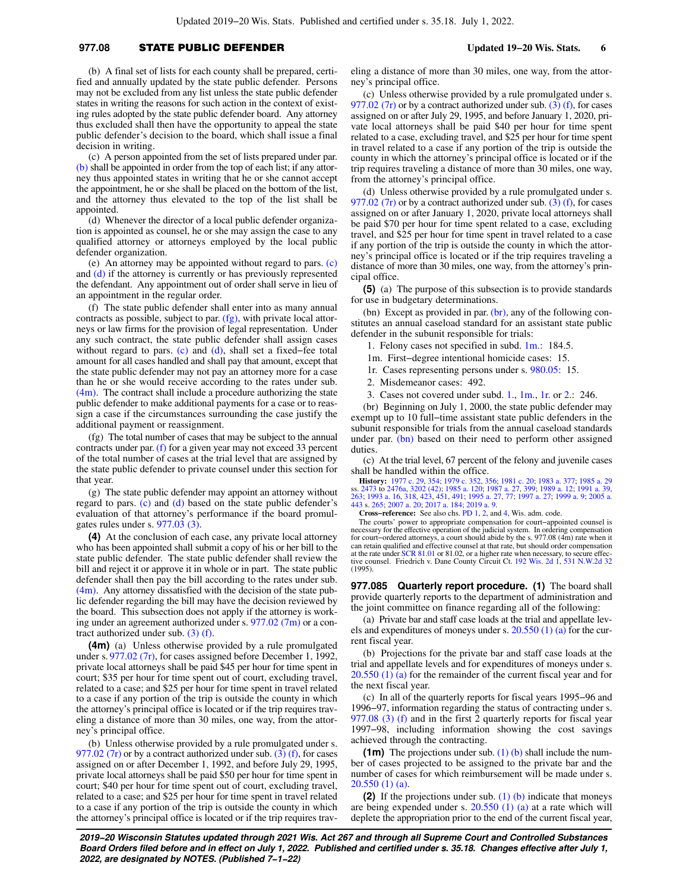(b) A final set of lists for each county shall be prepared, certified and annually updated by the state public defender. Persons may not be excluded from any list unless the state public defender states in writing the reasons for such action in the context of existing rules adopted by the state public defender board. Any attorney thus excluded shall then have the opportunity to appeal the state public defender's decision to the board, which shall issue a final decision in writing.

(c) A person appointed from the set of lists prepared under par. (b) shall be appointed in order from the top of each list; if any attorney thus appointed states in writing that he or she cannot accept the appointment, he or she shall be placed on the bottom of the list, and the attorney thus elevated to the top of the list shall be appointed.

(d) Whenever the director of a local public defender organization is appointed as counsel, he or she may assign the case to any qualified attorney or attorneys employed by the local public defender organization.

(e) An attorney may be appointed without regard to pars. (c) and (d) if the attorney is currently or has previously represented the defendant. Any appointment out of order shall serve in lieu of an appointment in the regular order.

(f) The state public defender shall enter into as many annual contracts as possible, subject to par. (fg), with private local attorneys or law firms for the provision of legal representation. Under any such contract, the state public defender shall assign cases without regard to pars. (c) and (d), shall set a fixed-fee total amount for all cases handled and shall pay that amount, except that the state public defender may not pay an attorney more for a case than he or she would receive according to the rates under sub. (4m). The contract shall include a procedure authorizing the state public defender to make additional payments for a case or to reassign a case if the circumstances surrounding the case justify the additional payment or reassignment.

(fg) The total number of cases that may be subject to the annual contracts under par. (f) for a given year may not exceed 33 percent of the total number of cases at the trial level that are assigned by the state public defender to private counsel under this section for that year.

(g) The state public defender may appoint an attorney without regard to pars. (c) and (d) based on the state public defender's evaluation of that attorney's performance if the board promulgates rules under s. 977.03 (3).

**(4)** At the conclusion of each case, any private local attorney who has been appointed shall submit a copy of his or her bill to the state public defender. The state public defender shall review the bill and reject it or approve it in whole or in part. The state public defender shall then pay the bill according to the rates under sub. (4m). Any attorney dissatisfied with the decision of the state public defender regarding the bill may have the decision reviewed by the board. This subsection does not apply if the attorney is working under an agreement authorized under s. 977.02 (7m) or a contract authorized under sub. (3) (f).

**(4m)** (a) Unless otherwise provided by a rule promulgated under s. 977.02 (7r), for cases assigned before December 1, 1992, private local attorneys shall be paid $45 per hour for time spent in court; $35 per hour for time spent out of court, excluding travel, related to a case; and $25 per hour for time spent in travel related to a case if any portion of the trip is outside the county in which the attorney's principal office is located or if the trip requires traveling a distance of more than 30 miles, one way, from the attorney's principal office.

(b) Unless otherwise provided by a rule promulgated under s. 977.02 (7r) or by a contract authorized under sub. (3) (f), for cases assigned on or after December 1, 1992, and before July 29, 1995, private local attorneys shall be paid $50 per hour for time spent in court; $40 per hour for time spent out of court, excluding travel, related to a case; and $25 per hour for time spent in travel related to a case if any portion of the trip is outside the county in which the attorney's principal office is located or if the trip requires traveling a distance of more than 30 miles, one way, from the attorney's principal office.

(c) Unless otherwise provided by a rule promulgated under s. 977.02 (7r) or by a contract authorized under sub. (3) (f), for cases assigned on or after July 29, 1995, and before January 1, 2020, private local attorneys shall be paid $40 per hour for time spent related to a case, excluding travel, and $25 per hour for time spent in travel related to a case if any portion of the trip is outside the county in which the attorney's principal office is located or if the trip requires traveling a distance of more than 30 miles, one way, from the attorney's principal office.

(d) Unless otherwise provided by a rule promulgated under s. 977.02 (7r) or by a contract authorized under sub. (3) (f), for cases assigned on or after January 1, 2020, private local attorneys shall be paid $70 per hour for time spent related to a case, excluding travel, and $25 per hour for time spent in travel related to a case if any portion of the trip is outside the county in which the attorney's principal office is located or if the trip requires traveling a distance of more than 30 miles, one way, from the attorney's principal office.

**(5)** (a) The purpose of this subsection is to provide standards for use in budgetary determinations.

(bn) Except as provided in par. (br), any of the following constitutes an annual caseload standard for an assistant state public defender in the subunit responsible for trials:

1. Felony cases not specified in subd. 1m.: 184.5.

1m. First-degree intentional homicide cases: 15.

1r. Cases representing persons under s. 980.05: 15.

2. Misdemeanor cases: 492.

3. Cases not covered under subd. 1., 1m., 1r. or 2.: 246.

(br) Beginning on July 1, 2000, the state public defender may exempt up to 10 full-time assistant state public defenders in the subunit responsible for trials from the annual caseload standards under par. (bn) based on their need to perform other assigned duties.

(c) At the trial level, 67 percent of the felony and juvenile cases shall be handled within the office.

**History:** 1977 c. 29, 354; 1979 c. 352, 356; 1981 c. 20; 1983 a. 377; 1985 a. 29 ss. 2473 to 2476a, 3202 (42); 1985 a. 120; 1987 a. 27, 399; 1989 a. 12; 1991 a. 39, 263; 1993 a. 16, 318, 423, 451, 491; 1995 a. 27, 77; 1997 a. 27; 1999 a. 9; 2005 a. 443 s. 265; 2007 a. 20; 2017 a. 184; 2019 a. 9.

**Cross-reference:** See also chs. PD 1, 2, and 4, Wis. adm. code.

The courts' power to appropriate compensation for court-appointed counsel is necessary for the effective operation of the judicial system. In ordering compensation for court-ordered attorneys, a court should abide by the s. 977.08 (4m) rate when it can retain qualified and effective counsel at that rate, but should order compensation at the rate under SCR 81.01 or 81.02, or a higher rate when necessary, to secure effective counsel. Friedrich v. Dane County Circuit Ct. 192 Wis. 2d 1, 531 N.W.2d 32 (1995).

**977.085 Quarterly report procedure. (1)** The board shall provide quarterly reports to the department of administration and the joint committee on finance regarding all of the following:

(a) Private bar and staff case loads at the trial and appellate levels and expenditures of moneys under s. 20.550 (1) (a) for the current fiscal year.

(b) Projections for the private bar and staff case loads at the trial and appellate levels and for expenditures of moneys under s. 20.550 (1) (a) for the remainder of the current fiscal year and for the next fiscal year.

(c) In all of the quarterly reports for fiscal years 1995-96 and 1996-97, information regarding the status of contracting under s. 977.08 (3) (f) and in the first 2 quarterly reports for fiscal year 1997-98, including information showing the cost savings achieved through the contracting.

**(1m)** The projections under sub. (1) (b) shall include the number of cases projected to be assigned to the private bar and the number of cases for which reimbursement will be made under s. 20.550 (1) (a).

**(2)** If the projections under sub. (1) (b) indicate that moneys are being expended under s. 20.550 (1) (a) at a rate which will deplete the appropriation prior to the end of the current fiscal year,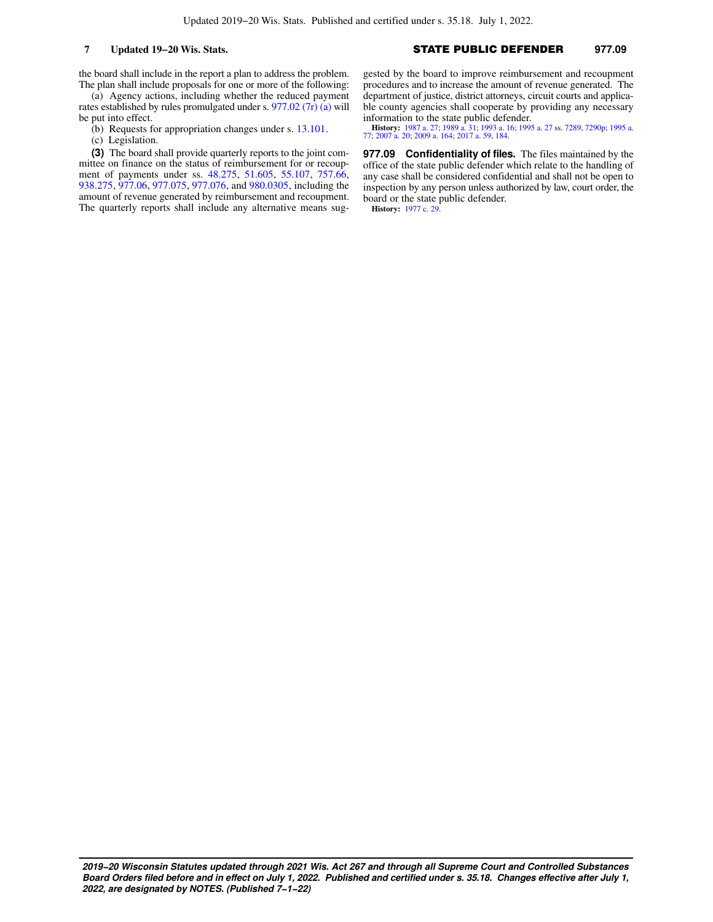the board shall include in the report a plan to address the problem. The plan shall include proposals for one or more of the following:

(a) Agency actions, including whether the reduced payment rates established by rules promulgated under s. 977.02 (7r) (a) will be put into effect.

(b) Requests for appropriation changes under s. 13.101.

(c) Legislation.

**(3)** The board shall provide quarterly reports to the joint committee on finance on the status of reimbursement for or recoupment of payments under ss. 48.275, 51.605, 55.107, 757.66, 938.275, 977.06, 977.075, 977.076, and 980.0305, including the amount of revenue generated by reimbursement and recoupment. The quarterly reports shall include any alternative means suggested by the board to improve reimbursement and recoupment procedures and to increase the amount of revenue generated. The department of justice, district attorneys, circuit courts and applicable county agencies shall cooperate by providing any necessary information to the state public defender.

**History:** 1987 a. 27; 1989 a. 31; 1993 a. 16; 1995 a. 27 ss. 7289, 7290p; 1995 a. 77; 2007 a. 20; 2009 a. 164; 2017 a. 59, 184.

**977.09 Confidentiality of files.** The files maintained by the office of the state public defender which relate to the handling of any case shall be considered confidential and shall not be open to inspection by any person unless authorized by law, court order, the board or the state public defender.

**History:** 1977 c. 29.